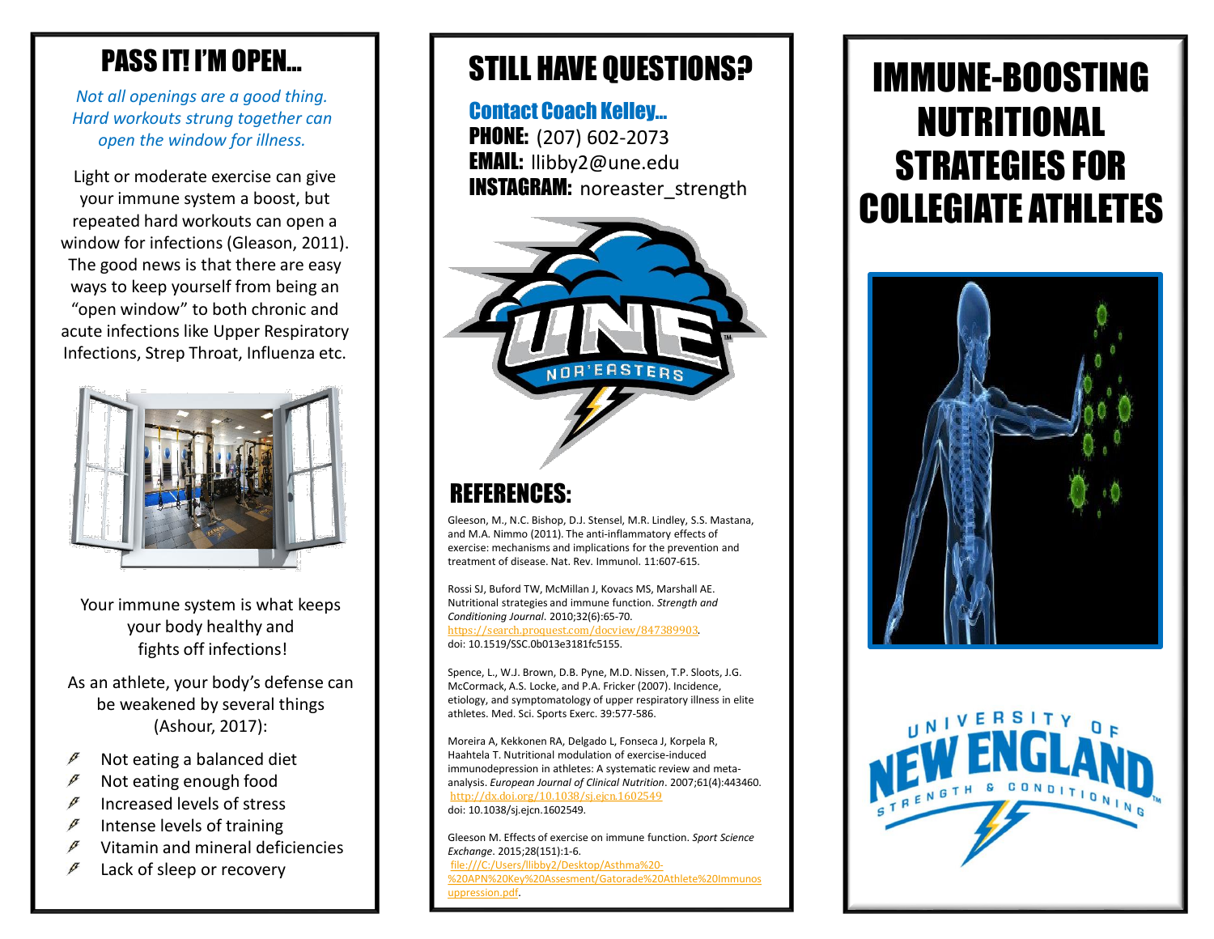## PASS IT! I'M OPEN…

*Not all openings are a good thing. Hard workouts strung together can open the window for illness.*

Light or moderate exercise can give your immune system a boost, but repeated hard workouts can open a window for infections (Gleason, 2011). The good news is that there are easy ways to keep yourself from being an "open window" to both chronic and acute infections like Upper Respiratory Infections, Strep Throat, Influenza etc.

Your immune system is what keeps your body healthy and fights off infections!

As an athlete, your body's defense can be weakened by several things (Ashour, 2017):

- Not eating a balanced diet
- Not eating enough food
- Increased levels of stress
- Intense levels of training
- Vitamin and mineral deficiencies
- Lack of sleep or recovery

## STILL HAVE QUESTIONS?

### Contact Coach Kelley…

**PHONE:** (207) 602-2073
**EMAIL:** llibby2@une.edu
**INSTAGRAM:** noreaster_strength

UNE NOR'EASTERS

## REFERENCES:

Gleeson, M., N.C. Bishop, D.J. Stensel, M.R. Lindley, S.S. Mastana, and M.A. Nimmo (2011). The anti-inflammatory effects of exercise: mechanisms and implications for the prevention and treatment of disease. Nat. Rev. Immunol. 11:607-615.

Rossi SJ, Buford TW, McMillan J, Kovacs MS, Marshall AE. Nutritional strategies and immune function. *Strength and Conditioning Journal*. 2010;32(6):65-70. https://search.proquest.com/docview/847389903. doi: 10.1519/SSC.0b013e3181fc5155.

Spence, L., W.J. Brown, D.B. Pyne, M.D. Nissen, T.P. Sloots, J.G. McCormack, A.S. Locke, and P.A. Fricker (2007). Incidence, etiology, and symptomatology of upper respiratory illness in elite athletes. Med. Sci. Sports Exerc. 39:577-586.

Moreira A, Kekkonen RA, Delgado L, Fonseca J, Korpela R, Haahtela T. Nutritional modulation of exercise-induced immunodepression in athletes: A systematic review and meta-analysis. *European Journal of Clinical Nutrition*. 2007;61(4):443460. http://dx.doi.org/10.1038/sj.ejcn.1602549 doi: 10.1038/sj.ejcn.1602549.

Gleeson M. Effects of exercise on immune function. *Sport Science Exchange*. 2015;28(151):1-6. file:///C:/Users/llibby2/Desktop/Asthma%20-%20APN%20Key%20Assesment/Gatorade%20Athlete%20Immunosuppression.pdf.

# IMMUNE-BOOSTING NUTRITIONAL STRATEGIES FOR COLLEGIATE ATHLETES

UNIVERSITY OF NEW ENGLAND STRENGTH & CONDITIONING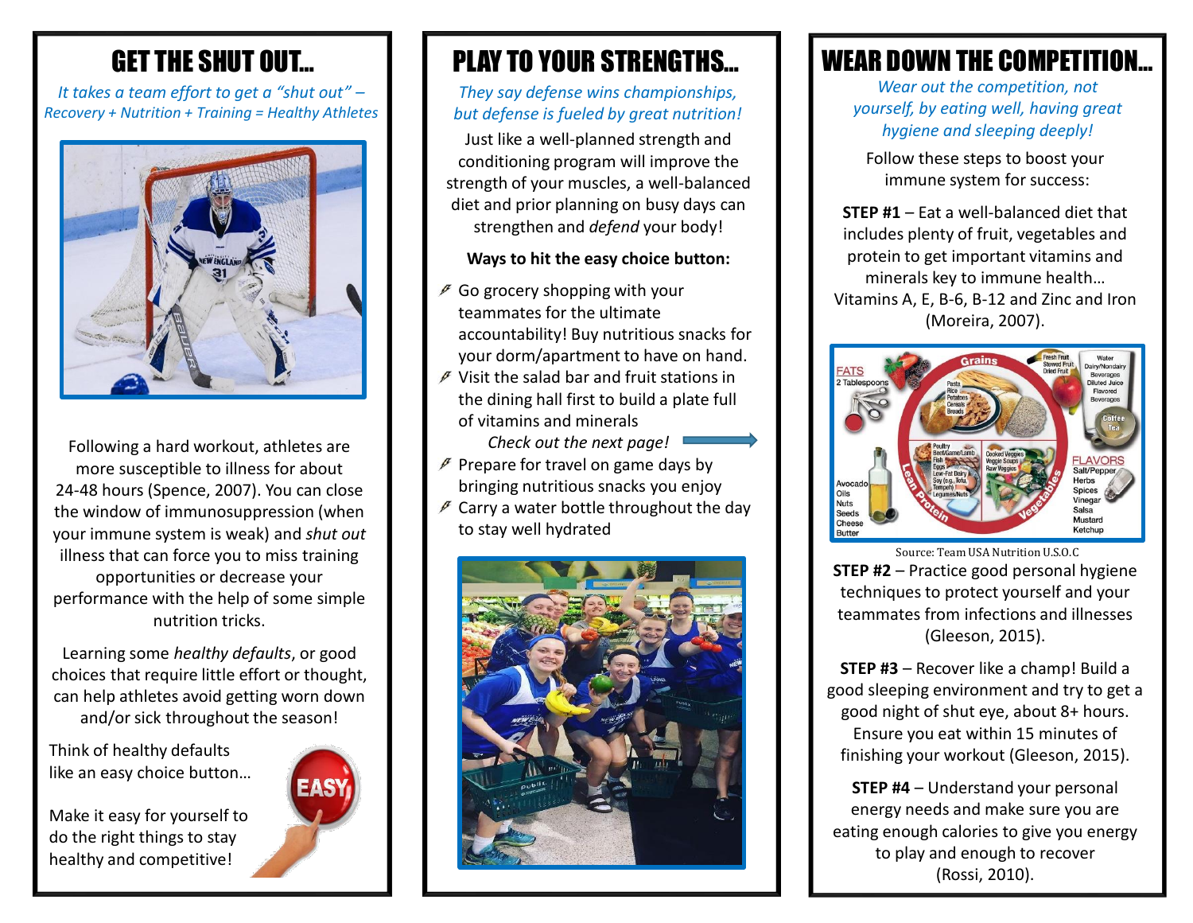# GET THE SHUT OUT…

*It takes a team effort to get a "shut out" – Recovery + Nutrition + Training = Healthy Athletes*

Following a hard workout, athletes are more susceptible to illness for about 24-48 hours (Spence, 2007). You can close the window of immunosuppression (when your immune system is weak) and *shut out* illness that can force you to miss training opportunities or decrease your performance with the help of some simple nutrition tricks.

Learning some *healthy defaults*, or good choices that require little effort or thought, can help athletes avoid getting worn down and/or sick throughout the season!

Think of healthy defaults like an easy choice button…

Make it easy for yourself to do the right things to stay healthy and competitive!

# PLAY TO YOUR STRENGTHS…

*They say defense wins championships, but defense is fueled by great nutrition!*

Just like a well-planned strength and conditioning program will improve the strength of your muscles, a well-balanced diet and prior planning on busy days can strengthen and *defend* your body!

**Ways to hit the easy choice button:**

- Go grocery shopping with your teammates for the ultimate accountability! Buy nutritious snacks for your dorm/apartment to have on hand.
- Visit the salad bar and fruit stations in the dining hall first to build a plate full of vitamins and minerals
  *Check out the next page!*
- Prepare for travel on game days by bringing nutritious snacks you enjoy
- Carry a water bottle throughout the day to stay well hydrated

# WEAR DOWN THE COMPETITION…

*Wear out the competition, not yourself, by eating well, having great hygiene and sleeping deeply!*

Follow these steps to boost your immune system for success:

**STEP #1** – Eat a well-balanced diet that includes plenty of fruit, vegetables and protein to get important vitamins and minerals key to immune health… Vitamins A, E, B-6, B-12 and Zinc and Iron (Moreira, 2007).

FATS
2 Tablespoons
Avocado
Oils
Nuts
Seeds
Cheese
Butter
Grains
Pasta
Rice
Potatoes
Cereals
Breads
Fresh Fruit
Stewed Fruit
Dried Fruit
Water
Dairy/Nondairy Beverages
Diluted Juice
Flavored Beverages
Coffee
Tea
Lean Protein
Poultry
Beef/Game/Lamb
Fish
Eggs
Low-Fat Dairy
Soy (e.g., Tofu, Tempeh)
Legumes/Nuts
Vegetables
Cooked Veggies
Veggie Soups
Raw Veggies
FLAVORS
Salt/Pepper
Herbs
Spices
Vinegar
Salsa
Mustard
Ketchup

Source: Team USA Nutrition U.S.O.C

**STEP #2** – Practice good personal hygiene techniques to protect yourself and your teammates from infections and illnesses (Gleeson, 2015).

**STEP #3** – Recover like a champ! Build a good sleeping environment and try to get a good night of shut eye, about 8+ hours. Ensure you eat within 15 minutes of finishing your workout (Gleeson, 2015).

**STEP #4** – Understand your personal energy needs and make sure you are eating enough calories to give you energy to play and enough to recover (Rossi, 2010).